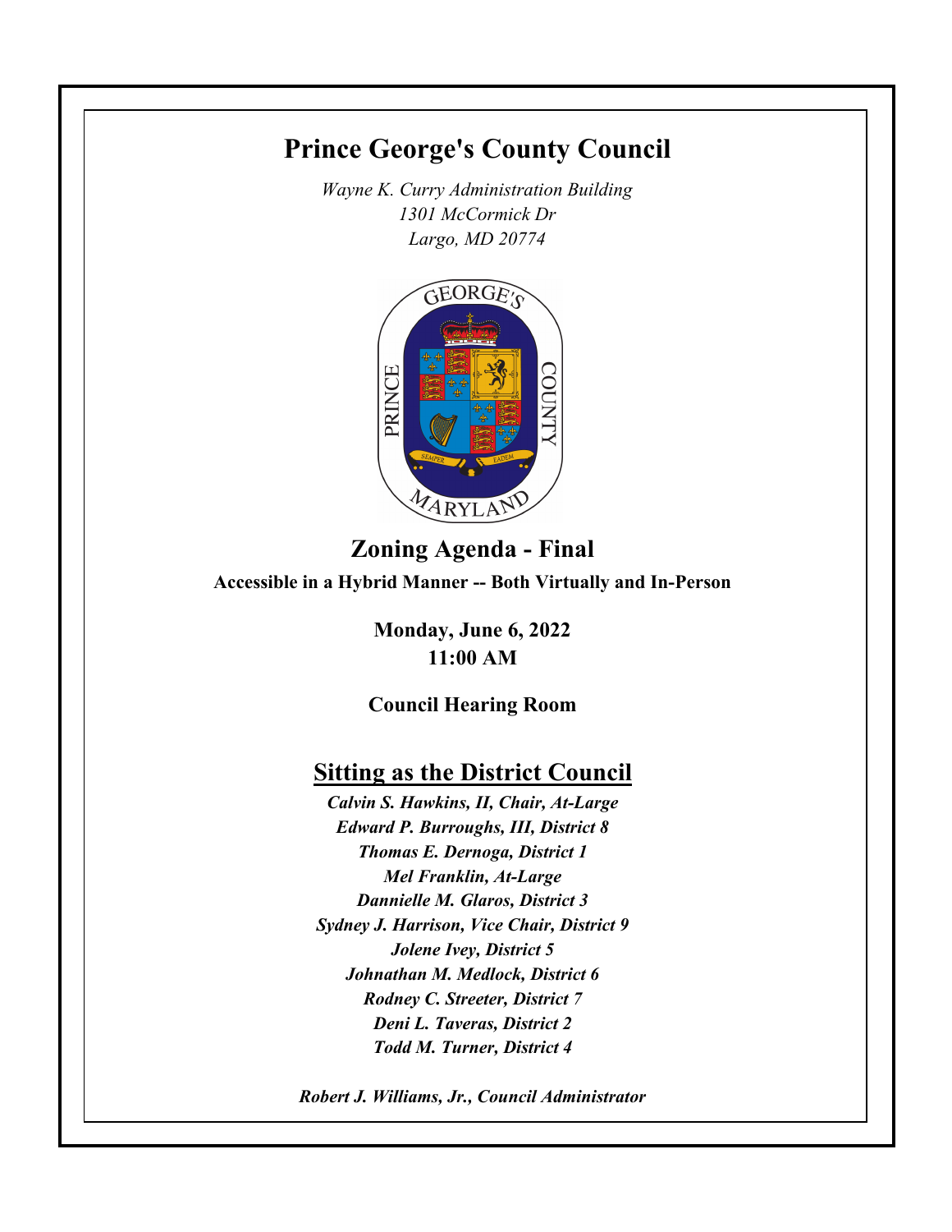# Prince George's County Council

*Wayne K. Curry Administration Building*
*1301 McCormick Dr*
*Largo, MD 20774*

## Zoning Agenda - Final

**Accessible in a Hybrid Manner -- Both Virtually and In-Person**

**Monday, June 6, 2022**
**11:00 AM**

**Council Hearing Room**

## Sitting as the District Council

***Calvin S. Hawkins, II, Chair, At-Large***
***Edward P. Burroughs, III, District 8***
***Thomas E. Dernoga, District 1***
***Mel Franklin, At-Large***
***Dannielle M. Glaros, District 3***
***Sydney J. Harrison, Vice Chair, District 9***
***Jolene Ivey, District 5***
***Johnathan M. Medlock, District 6***
***Rodney C. Streeter, District 7***
***Deni L. Taveras, District 2***
***Todd M. Turner, District 4***

***Robert J. Williams, Jr., Council Administrator***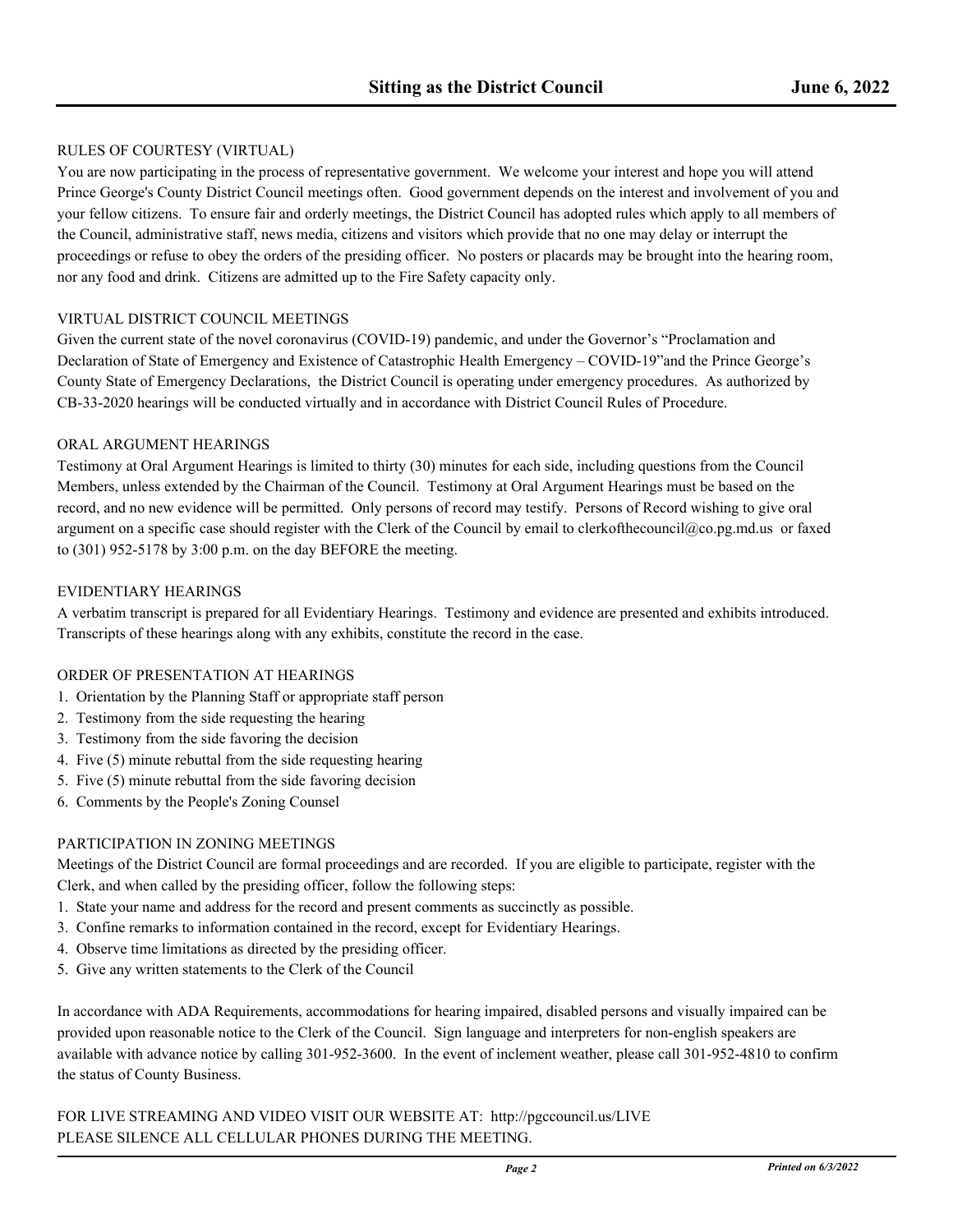## RULES OF COURTESY (VIRTUAL)

You are now participating in the process of representative government. We welcome your interest and hope you will attend Prince George's County District Council meetings often. Good government depends on the interest and involvement of you and your fellow citizens. To ensure fair and orderly meetings, the District Council has adopted rules which apply to all members of the Council, administrative staff, news media, citizens and visitors which provide that no one may delay or interrupt the proceedings or refuse to obey the orders of the presiding officer. No posters or placards may be brought into the hearing room, nor any food and drink. Citizens are admitted up to the Fire Safety capacity only.

## VIRTUAL DISTRICT COUNCIL MEETINGS

Given the current state of the novel coronavirus (COVID-19) pandemic, and under the Governor's "Proclamation and Declaration of State of Emergency and Existence of Catastrophic Health Emergency – COVID-19"and the Prince George's County State of Emergency Declarations, the District Council is operating under emergency procedures. As authorized by CB-33-2020 hearings will be conducted virtually and in accordance with District Council Rules of Procedure.

## ORAL ARGUMENT HEARINGS

Testimony at Oral Argument Hearings is limited to thirty (30) minutes for each side, including questions from the Council Members, unless extended by the Chairman of the Council. Testimony at Oral Argument Hearings must be based on the record, and no new evidence will be permitted. Only persons of record may testify. Persons of Record wishing to give oral argument on a specific case should register with the Clerk of the Council by email to clerkofthecouncil@co.pg.md.us or faxed to (301) 952-5178 by 3:00 p.m. on the day BEFORE the meeting.

## EVIDENTIARY HEARINGS

A verbatim transcript is prepared for all Evidentiary Hearings. Testimony and evidence are presented and exhibits introduced. Transcripts of these hearings along with any exhibits, constitute the record in the case.

## ORDER OF PRESENTATION AT HEARINGS

1. Orientation by the Planning Staff or appropriate staff person
2. Testimony from the side requesting the hearing
3. Testimony from the side favoring the decision
4. Five (5) minute rebuttal from the side requesting hearing
5. Five (5) minute rebuttal from the side favoring decision
6. Comments by the People's Zoning Counsel

## PARTICIPATION IN ZONING MEETINGS

Meetings of the District Council are formal proceedings and are recorded. If you are eligible to participate, register with the Clerk, and when called by the presiding officer, follow the following steps:

1. State your name and address for the record and present comments as succinctly as possible.
3. Confine remarks to information contained in the record, except for Evidentiary Hearings.
4. Observe time limitations as directed by the presiding officer.
5. Give any written statements to the Clerk of the Council

In accordance with ADA Requirements, accommodations for hearing impaired, disabled persons and visually impaired can be provided upon reasonable notice to the Clerk of the Council. Sign language and interpreters for non-english speakers are available with advance notice by calling 301-952-3600. In the event of inclement weather, please call 301-952-4810 to confirm the status of County Business.

FOR LIVE STREAMING AND VIDEO VISIT OUR WEBSITE AT: http://pgccouncil.us/LIVE
PLEASE SILENCE ALL CELLULAR PHONES DURING THE MEETING.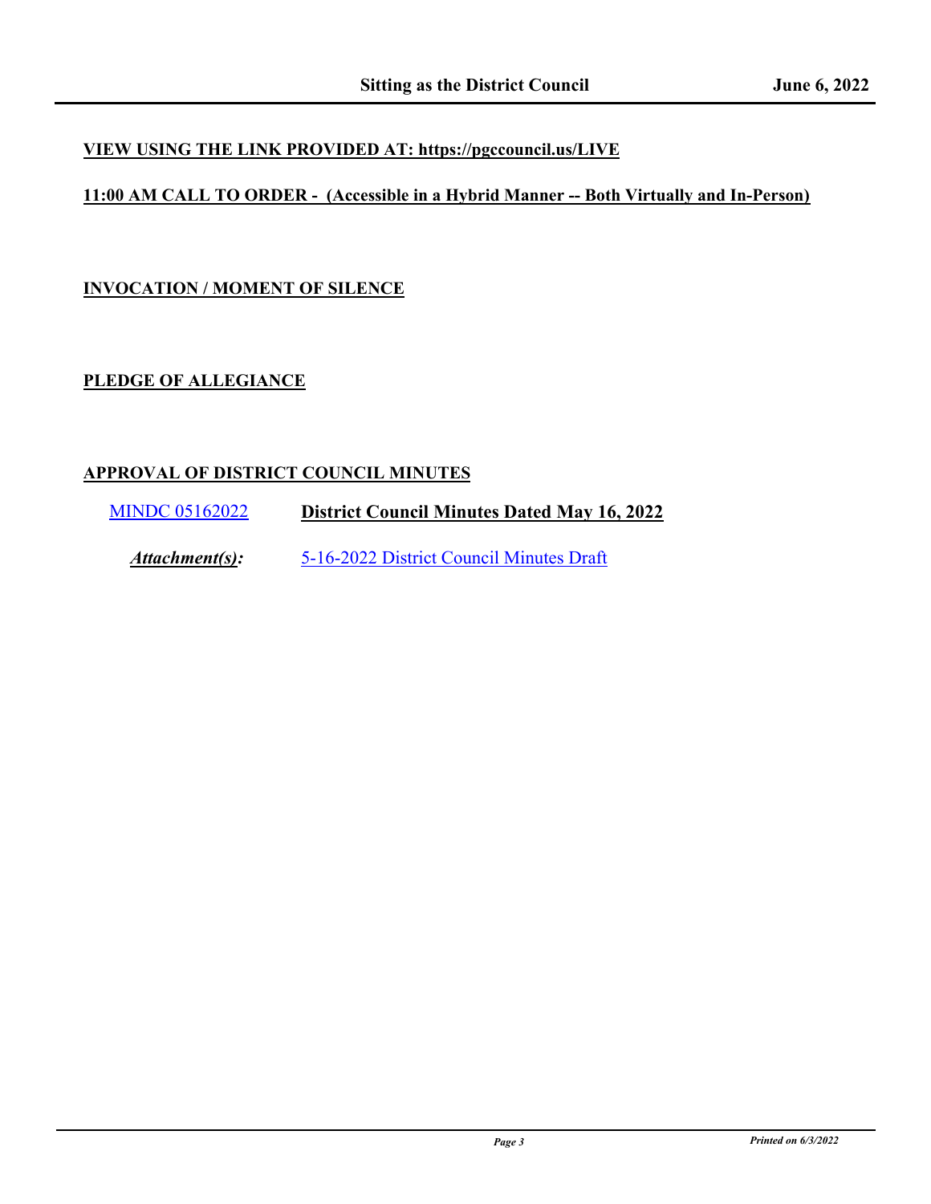**VIEW USING THE LINK PROVIDED AT: https://pgccouncil.us/LIVE**

**11:00 AM CALL TO ORDER - (Accessible in a Hybrid Manner -- Both Virtually and In-Person)**

## INVOCATION / MOMENT OF SILENCE

## PLEDGE OF ALLEGIANCE

## APPROVAL OF DISTRICT COUNCIL MINUTES

MINDC 05162022 **District Council Minutes Dated May 16, 2022**

***Attachment(s):*** 5-16-2022 District Council Minutes Draft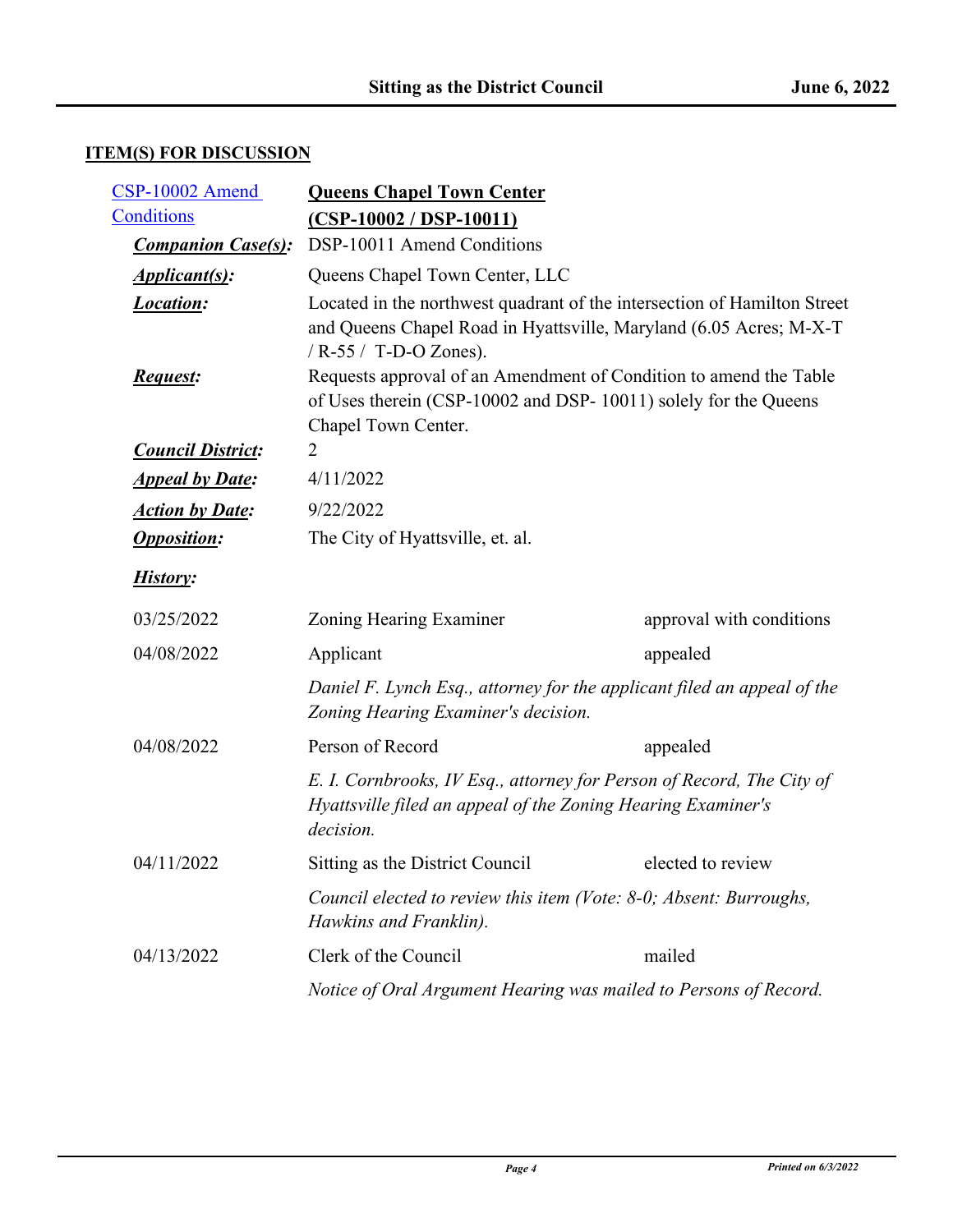## ITEM(S) FOR DISCUSSION

CSP-10002 Amend Conditions

**Queens Chapel Town Center (CSP-10002 / DSP-10011)**

***Companion Case(s):*** DSP-10011 Amend Conditions

***Applicant(s):*** Queens Chapel Town Center, LLC

***Location:*** Located in the northwest quadrant of the intersection of Hamilton Street and Queens Chapel Road in Hyattsville, Maryland (6.05 Acres; M-X-T / R-55 / T-D-O Zones).

***Request:*** Requests approval of an Amendment of Condition to amend the Table of Uses therein (CSP-10002 and DSP- 10011) solely for the Queens Chapel Town Center.

***Council District:*** 2

***Appeal by Date:*** 4/11/2022

***Action by Date:*** 9/22/2022

***Opposition:*** The City of Hyattsville, et. al.

***History:***

03/25/2022 — Zoning Hearing Examiner — approval with conditions

04/08/2022 — Applicant — appealed

*Daniel F. Lynch Esq., attorney for the applicant filed an appeal of the Zoning Hearing Examiner's decision.*

04/08/2022 — Person of Record — appealed

*E. I. Cornbrooks, IV Esq., attorney for Person of Record, The City of Hyattsville filed an appeal of the Zoning Hearing Examiner's decision.*

04/11/2022 — Sitting as the District Council — elected to review

*Council elected to review this item (Vote: 8-0; Absent: Burroughs, Hawkins and Franklin).*

04/13/2022 — Clerk of the Council — mailed

*Notice of Oral Argument Hearing was mailed to Persons of Record.*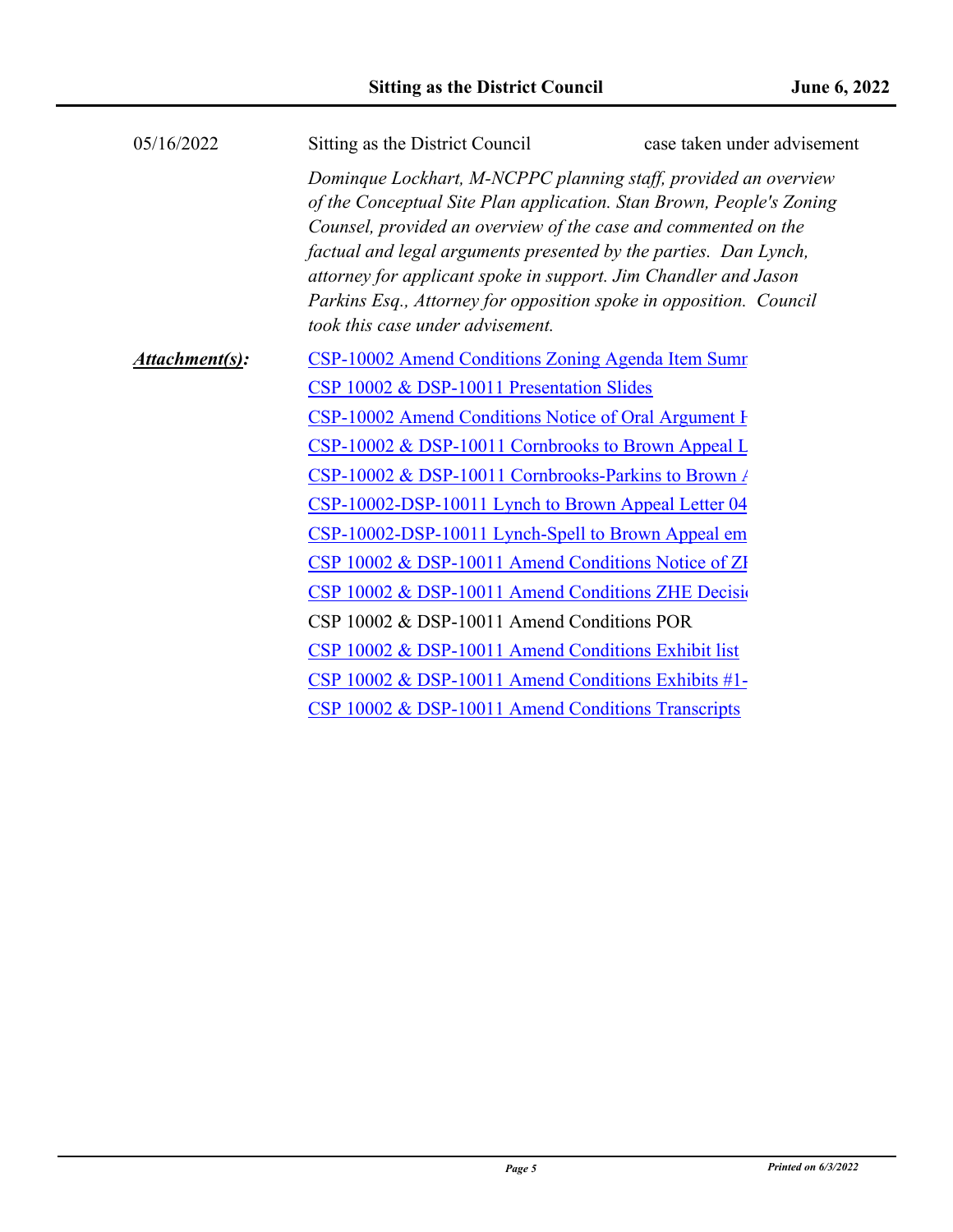| | | |
|---|---|---|
| 05/16/2022 | Sitting as the District Council | case taken under advisement |

*Dominque Lockhart, M-NCPPC planning staff, provided an overview of the Conceptual Site Plan application. Stan Brown, People's Zoning Counsel, provided an overview of the case and commented on the factual and legal arguments presented by the parties. Dan Lynch, attorney for applicant spoke in support. Jim Chandler and Jason Parkins Esq., Attorney for opposition spoke in opposition. Council took this case under advisement.*

***Attachment(s):***

CSP-10002 Amend Conditions Zoning Agenda Item Summ

CSP 10002 & DSP-10011 Presentation Slides

CSP-10002 Amend Conditions Notice of Oral Argument H

CSP-10002 & DSP-10011 Cornbrooks to Brown Appeal L

CSP-10002 & DSP-10011 Cornbrooks-Parkins to Brown A

CSP-10002-DSP-10011 Lynch to Brown Appeal Letter 04

CSP-10002-DSP-10011 Lynch-Spell to Brown Appeal em

CSP 10002 & DSP-10011 Amend Conditions Notice of ZI

CSP 10002 & DSP-10011 Amend Conditions ZHE Decisi

CSP 10002 & DSP-10011 Amend Conditions POR

CSP 10002 & DSP-10011 Amend Conditions Exhibit list

CSP 10002 & DSP-10011 Amend Conditions Exhibits #1-

CSP 10002 & DSP-10011 Amend Conditions Transcripts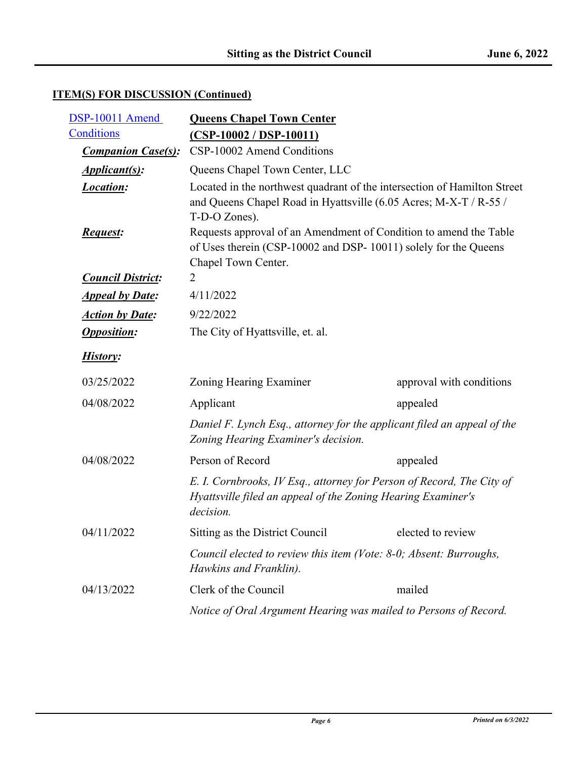## ITEM(S) FOR DISCUSSION (Continued)

[DSP-10011 Amend Conditions] **Queens Chapel Town Center (CSP-10002 / DSP-10011)**

***Companion Case(s):*** CSP-10002 Amend Conditions

***Applicant(s):*** Queens Chapel Town Center, LLC

***Location:*** Located in the northwest quadrant of the intersection of Hamilton Street and Queens Chapel Road in Hyattsville (6.05 Acres; M-X-T / R-55 / T-D-O Zones).

***Request:*** Requests approval of an Amendment of Condition to amend the Table of Uses therein (CSP-10002 and DSP- 10011) solely for the Queens Chapel Town Center.

***Council District:*** 2

***Appeal by Date:*** 4/11/2022

***Action by Date:*** 9/22/2022

***Opposition:*** The City of Hyattsville, et. al.

***History:***

| Date | Acting Body | Action |
|---|---|---|
| 03/25/2022 | Zoning Hearing Examiner | approval with conditions |
| 04/08/2022 | Applicant | appealed |
| | *Daniel F. Lynch Esq., attorney for the applicant filed an appeal of the Zoning Hearing Examiner's decision.* | |
| 04/08/2022 | Person of Record | appealed |
| | *E. I. Cornbrooks, IV Esq., attorney for Person of Record, The City of Hyattsville filed an appeal of the Zoning Hearing Examiner's decision.* | |
| 04/11/2022 | Sitting as the District Council | elected to review |
| | *Council elected to review this item (Vote: 8-0; Absent: Burroughs, Hawkins and Franklin).* | |
| 04/13/2022 | Clerk of the Council | mailed |
| | *Notice of Oral Argument Hearing was mailed to Persons of Record.* | |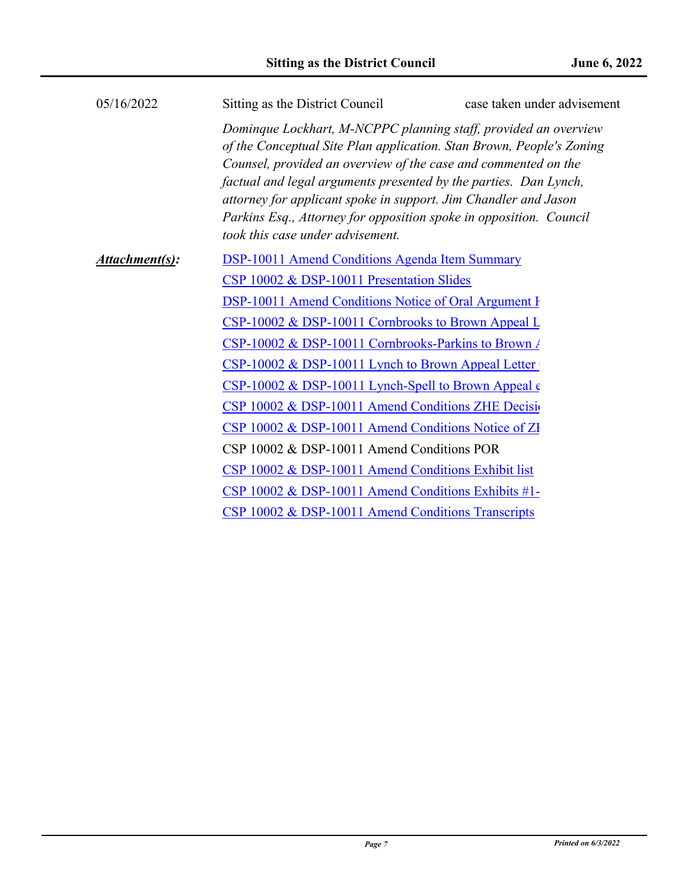| 05/16/2022 | Sitting as the District Council | case taken under advisement |
| --- | --- | --- |

*Dominque Lockhart, M-NCPPC planning staff, provided an overview of the Conceptual Site Plan application. Stan Brown, People's Zoning Counsel, provided an overview of the case and commented on the factual and legal arguments presented by the parties. Dan Lynch, attorney for applicant spoke in support. Jim Chandler and Jason Parkins Esq., Attorney for opposition spoke in opposition. Council took this case under advisement.*

***Attachment(s):***

DSP-10011 Amend Conditions Agenda Item Summary
CSP 10002 & DSP-10011 Presentation Slides
DSP-10011 Amend Conditions Notice of Oral Argument H
CSP-10002 & DSP-10011 Cornbrooks to Brown Appeal L
CSP-10002 & DSP-10011 Cornbrooks-Parkins to Brown A
CSP-10002 & DSP-10011 Lynch to Brown Appeal Letter
CSP-10002 & DSP-10011 Lynch-Spell to Brown Appeal e
CSP 10002 & DSP-10011 Amend Conditions ZHE Decisio
CSP 10002 & DSP-10011 Amend Conditions Notice of ZH
CSP 10002 & DSP-10011 Amend Conditions POR
CSP 10002 & DSP-10011 Amend Conditions Exhibit list
CSP 10002 & DSP-10011 Amend Conditions Exhibits #1-
CSP 10002 & DSP-10011 Amend Conditions Transcripts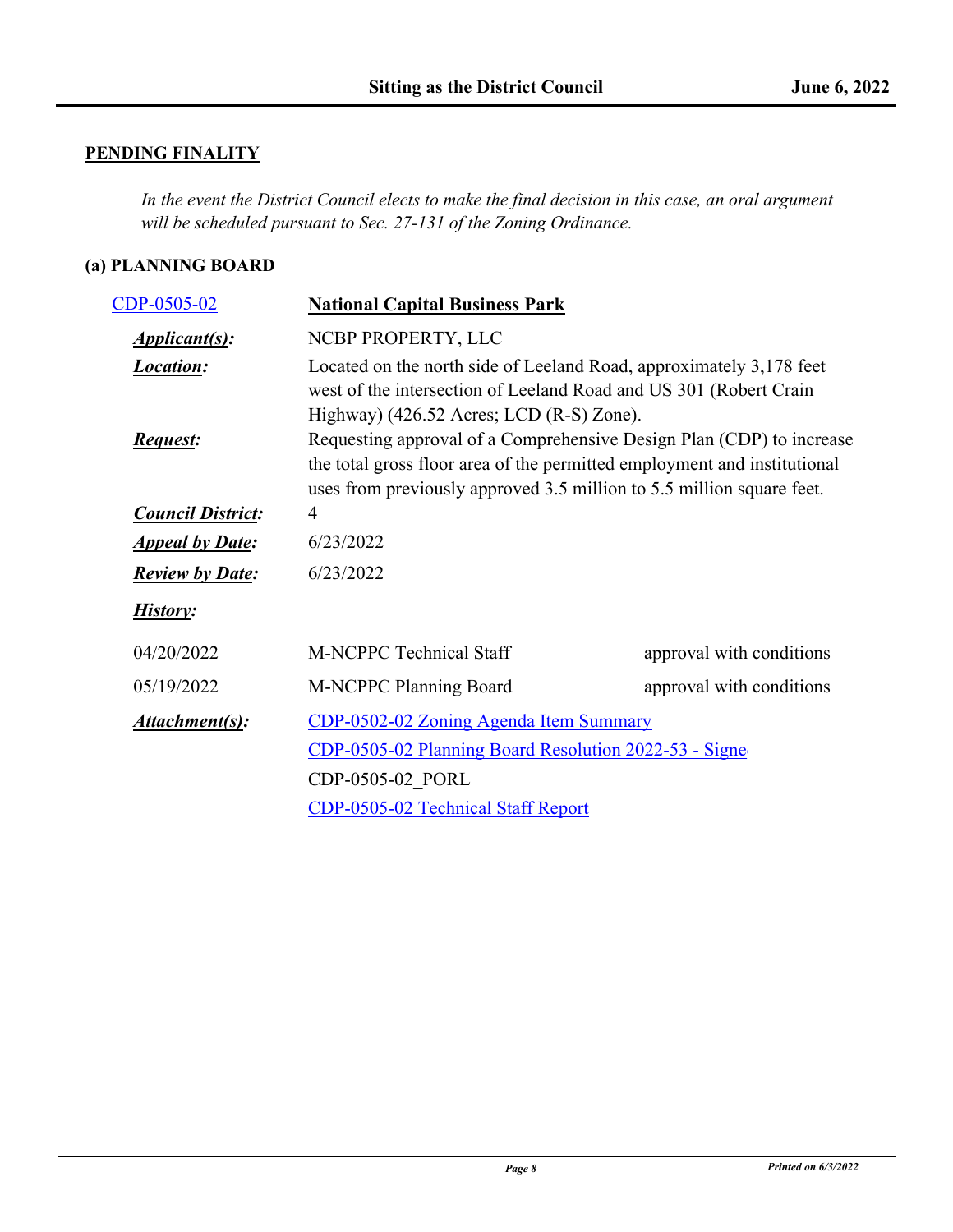## PENDING FINALITY

*In the event the District Council elects to make the final decision in this case, an oral argument will be scheduled pursuant to Sec. 27-131 of the Zoning Ordinance.*

### (a) PLANNING BOARD

**CDP-0505-02** — **National Capital Business Park**

***Applicant(s):*** NCBP PROPERTY, LLC

***Location:*** Located on the north side of Leeland Road, approximately 3,178 feet west of the intersection of Leeland Road and US 301 (Robert Crain Highway) (426.52 Acres; LCD (R-S) Zone).

***Request:*** Requesting approval of a Comprehensive Design Plan (CDP) to increase the total gross floor area of the permitted employment and institutional uses from previously approved 3.5 million to 5.5 million square feet.

***Council District:*** 4

***Appeal by Date:*** 6/23/2022

***Review by Date:*** 6/23/2022

***History:***

| | | |
|---|---|---|
| 04/20/2022 | M-NCPPC Technical Staff | approval with conditions |
| 05/19/2022 | M-NCPPC Planning Board | approval with conditions |

***Attachment(s):***

CDP-0502-02 Zoning Agenda Item Summary

CDP-0505-02 Planning Board Resolution 2022-53 - Signe

CDP-0505-02_PORL

CDP-0505-02 Technical Staff Report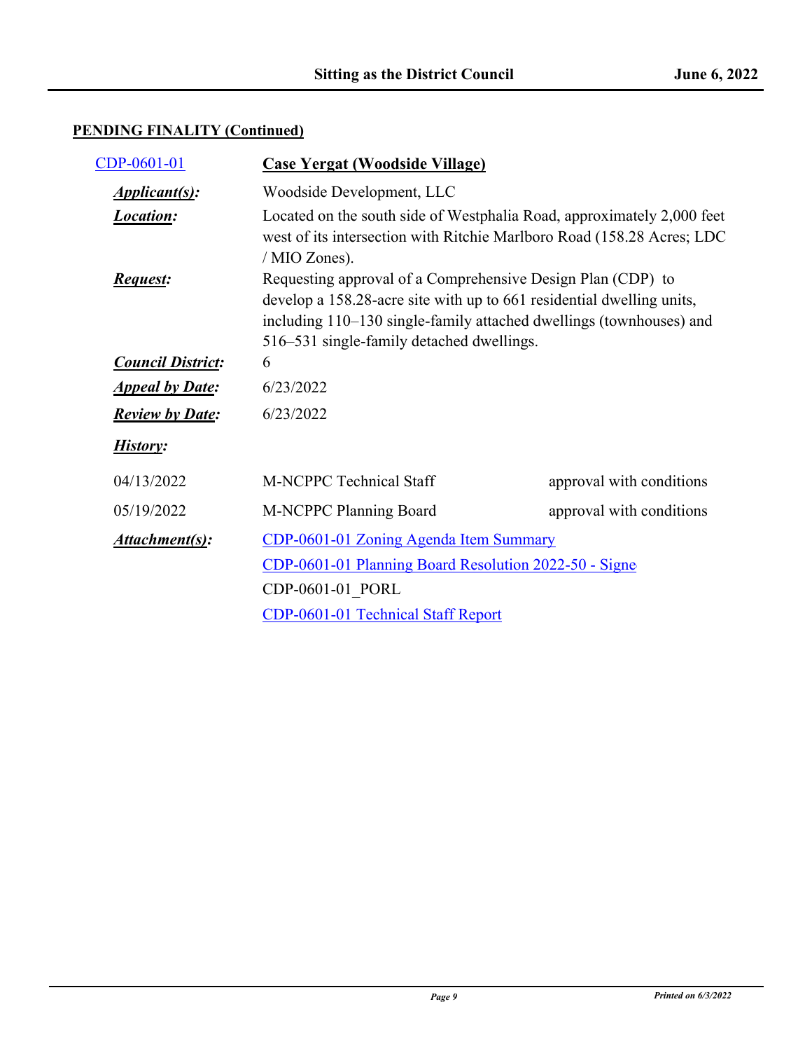## PENDING FINALITY (Continued)

CDP-0601-01 **Case Yergat (Woodside Village)**

***Applicant(s):*** Woodside Development, LLC

***Location:*** Located on the south side of Westphalia Road, approximately 2,000 feet west of its intersection with Ritchie Marlboro Road (158.28 Acres; LDC / MIO Zones).

***Request:*** Requesting approval of a Comprehensive Design Plan (CDP) to develop a 158.28-acre site with up to 661 residential dwelling units, including 110–130 single-family attached dwellings (townhouses) and 516–531 single-family detached dwellings.

***Council District:*** 6

***Appeal by Date:*** 6/23/2022

***Review by Date:*** 6/23/2022

***History:***

| | | |
|---|---|---|
| 04/13/2022 | M-NCPPC Technical Staff | approval with conditions |
| 05/19/2022 | M-NCPPC Planning Board | approval with conditions |

***Attachment(s):***

CDP-0601-01 Zoning Agenda Item Summary

CDP-0601-01 Planning Board Resolution 2022-50 - Signe

CDP-0601-01_PORL

CDP-0601-01 Technical Staff Report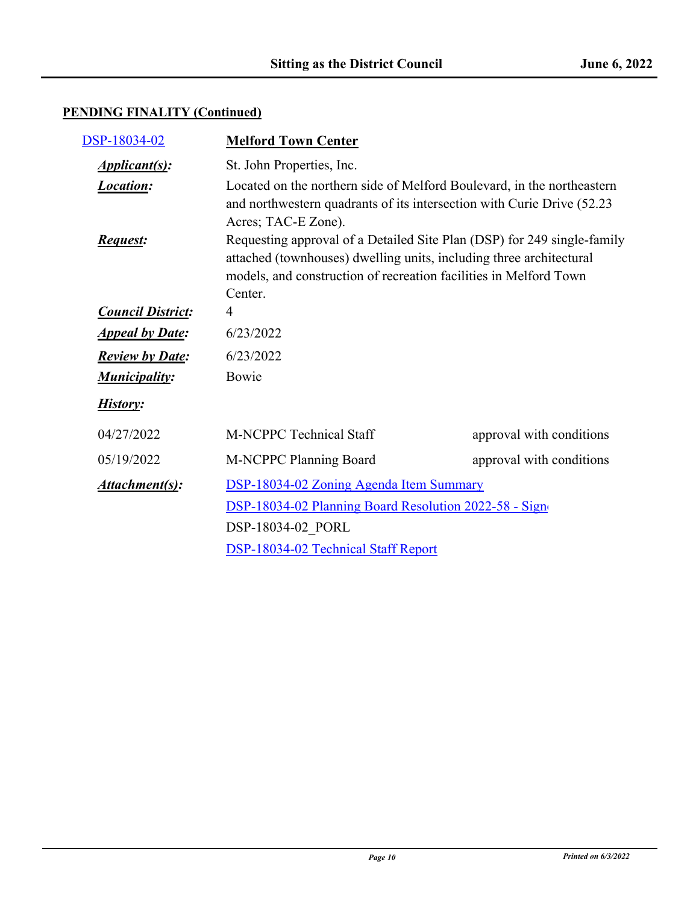## PENDING FINALITY (Continued)

**DSP-18034-02** — **Melford Town Center**

***Applicant(s):*** St. John Properties, Inc.

***Location:*** Located on the northern side of Melford Boulevard, in the northeastern and northwestern quadrants of its intersection with Curie Drive (52.23 Acres; TAC-E Zone).

***Request:*** Requesting approval of a Detailed Site Plan (DSP) for 249 single-family attached (townhouses) dwelling units, including three architectural models, and construction of recreation facilities in Melford Town Center.

***Council District:*** 4

***Appeal by Date:*** 6/23/2022

***Review by Date:*** 6/23/2022

***Municipality:*** Bowie

***History:***

| | | |
|---|---|---|
| 04/27/2022 | M-NCPPC Technical Staff | approval with conditions |
| 05/19/2022 | M-NCPPC Planning Board | approval with conditions |

***Attachment(s):***

DSP-18034-02 Zoning Agenda Item Summary

DSP-18034-02 Planning Board Resolution 2022-58 - Sign

DSP-18034-02_PORL

DSP-18034-02 Technical Staff Report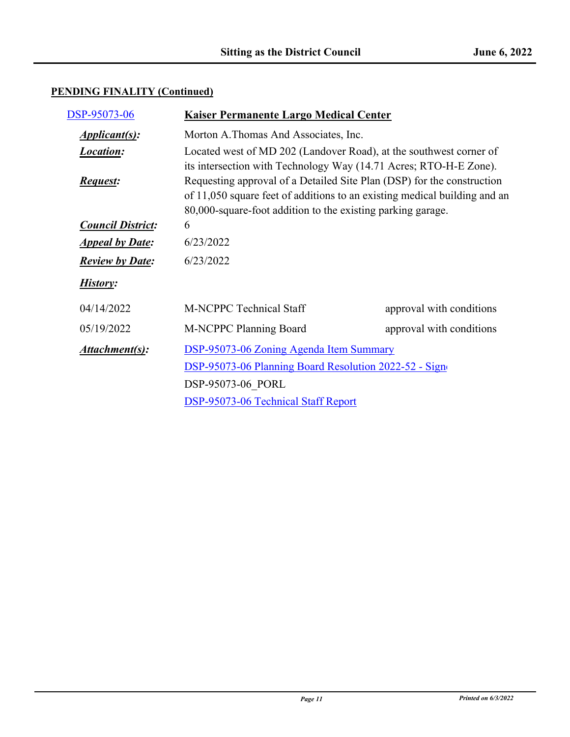## PENDING FINALITY (Continued)

DSP-95073-06 **Kaiser Permanente Largo Medical Center**

***Applicant(s):*** Morton A.Thomas And Associates, Inc.

***Location:*** Located west of MD 202 (Landover Road), at the southwest corner of its intersection with Technology Way (14.71 Acres; RTO-H-E Zone).

***Request:*** Requesting approval of a Detailed Site Plan (DSP) for the construction of 11,050 square feet of additions to an existing medical building and an 80,000-square-foot addition to the existing parking garage.

***Council District:*** 6

***Appeal by Date:*** 6/23/2022

***Review by Date:*** 6/23/2022

***History:***

| 04/14/2022 | M-NCPPC Technical Staff | approval with conditions |
|---|---|---|
| 05/19/2022 | M-NCPPC Planning Board | approval with conditions |

***Attachment(s):***

DSP-95073-06 Zoning Agenda Item Summary

DSP-95073-06 Planning Board Resolution 2022-52 - Sign

DSP-95073-06_PORL

DSP-95073-06 Technical Staff Report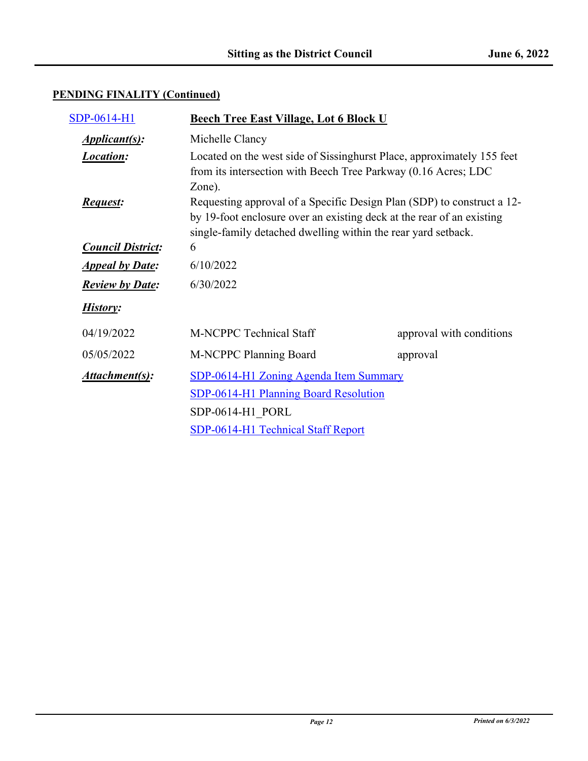## PENDING FINALITY (Continued)

**SDP-0614-H1** — **Beech Tree East Village, Lot 6 Block U**

***Applicant(s):*** Michelle Clancy

***Location:*** Located on the west side of Sissinghurst Place, approximately 155 feet from its intersection with Beech Tree Parkway (0.16 Acres; LDC Zone).

***Request:*** Requesting approval of a Specific Design Plan (SDP) to construct a 12- by 19-foot enclosure over an existing deck at the rear of an existing single-family detached dwelling within the rear yard setback.

***Council District:*** 6

***Appeal by Date:*** 6/10/2022

***Review by Date:*** 6/30/2022

***History:***

| | | |
|---|---|---|
| 04/19/2022 | M-NCPPC Technical Staff | approval with conditions |
| 05/05/2022 | M-NCPPC Planning Board | approval |

***Attachment(s):***

SDP-0614-H1 Zoning Agenda Item Summary

SDP-0614-H1 Planning Board Resolution

SDP-0614-H1_PORL

SDP-0614-H1 Technical Staff Report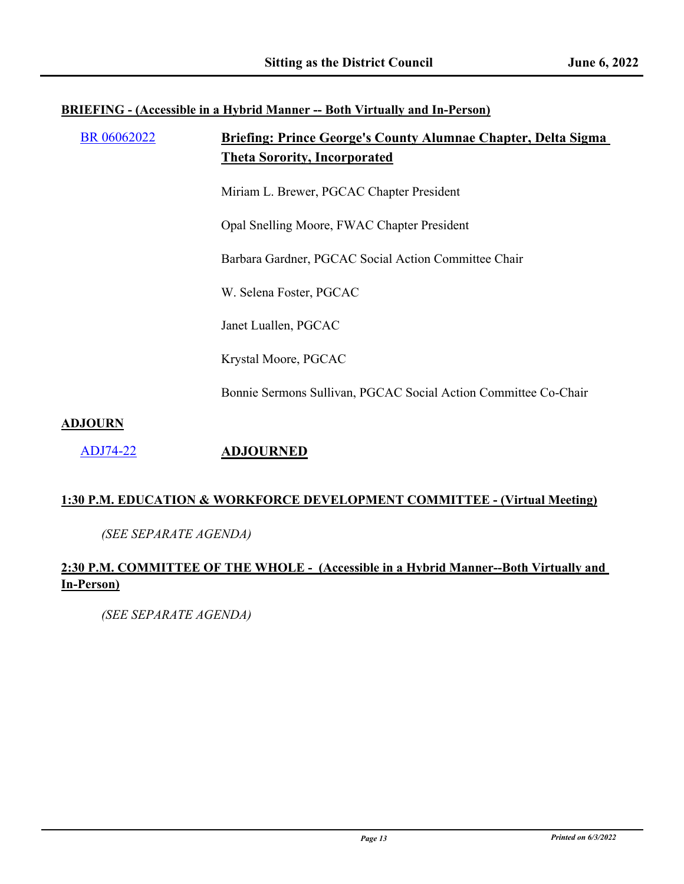**BRIEFING - (Accessible in a Hybrid Manner -- Both Virtually and In-Person)**

BR 06062022 **Briefing: Prince George's County Alumnae Chapter, Delta Sigma Theta Sorority, Incorporated**

Miriam L. Brewer, PGCAC Chapter President

Opal Snelling Moore, FWAC Chapter President

Barbara Gardner, PGCAC Social Action Committee Chair

W. Selena Foster, PGCAC

Janet Luallen, PGCAC

Krystal Moore, PGCAC

Bonnie Sermons Sullivan, PGCAC Social Action Committee Co-Chair

**ADJOURN**

ADJ74-22 **ADJOURNED**

**1:30 P.M. EDUCATION & WORKFORCE DEVELOPMENT COMMITTEE - (Virtual Meeting)**

*(SEE SEPARATE AGENDA)*

**2:30 P.M. COMMITTEE OF THE WHOLE - (Accessible in a Hybrid Manner--Both Virtually and In-Person)**

*(SEE SEPARATE AGENDA)*